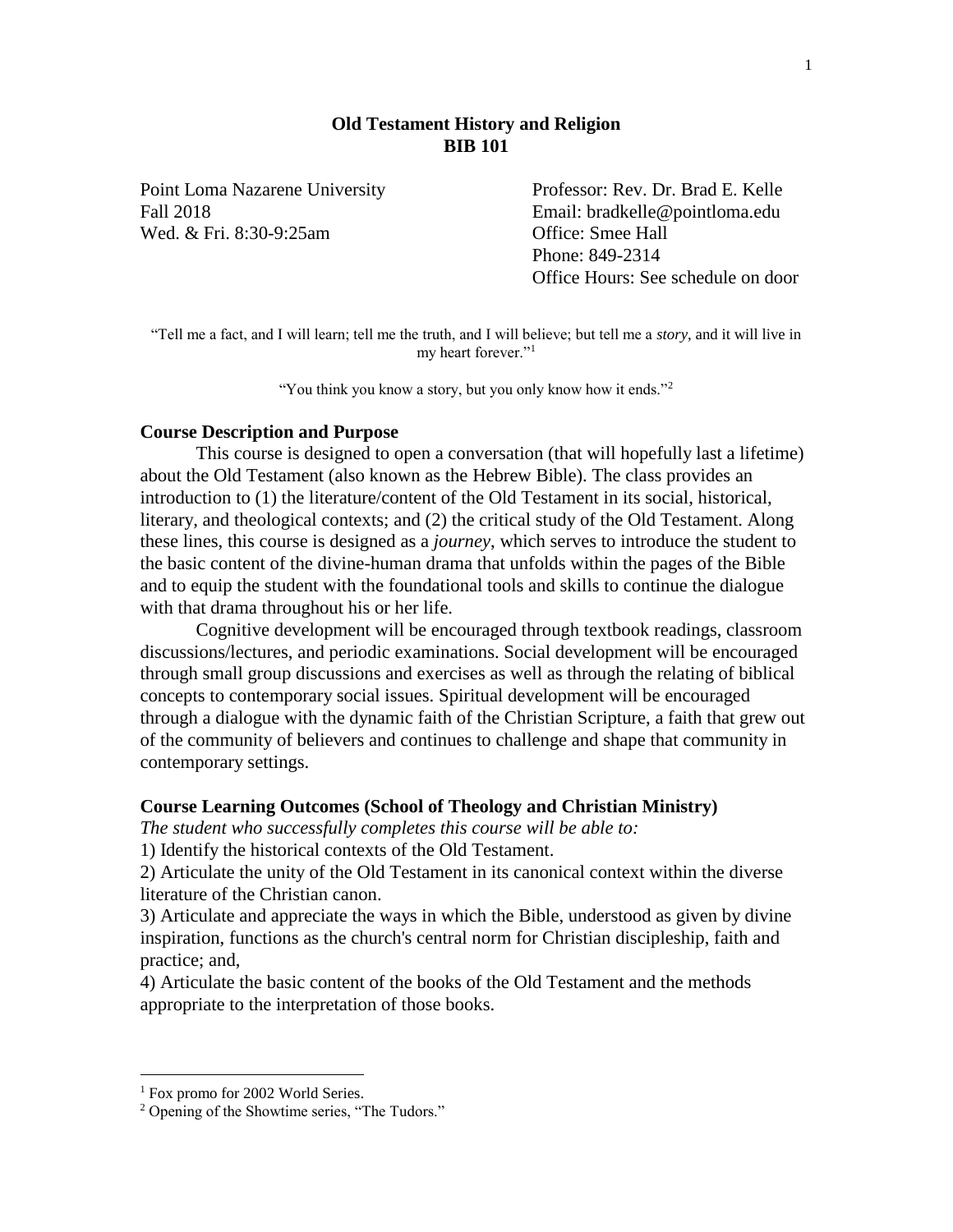# Old Testament History and Religion
## BIB 101

Point Loma Nazarene University
Fall 2018
Wed. & Fri. 8:30-9:25am

Professor: Rev. Dr. Brad E. Kelle
Email: bradkelle@pointloma.edu
Office: Smee Hall
Phone: 849-2314
Office Hours: See schedule on door

"Tell me a fact, and I will learn; tell me the truth, and I will believe; but tell me a *story*, and it will live in my heart forever."[1]

"You think you know a story, but you only know how it ends."[2]

### Course Description and Purpose

This course is designed to open a conversation (that will hopefully last a lifetime) about the Old Testament (also known as the Hebrew Bible). The class provides an introduction to (1) the literature/content of the Old Testament in its social, historical, literary, and theological contexts; and (2) the critical study of the Old Testament. Along these lines, this course is designed as a *journey*, which serves to introduce the student to the basic content of the divine-human drama that unfolds within the pages of the Bible and to equip the student with the foundational tools and skills to continue the dialogue with that drama throughout his or her life.

Cognitive development will be encouraged through textbook readings, classroom discussions/lectures, and periodic examinations. Social development will be encouraged through small group discussions and exercises as well as through the relating of biblical concepts to contemporary social issues. Spiritual development will be encouraged through a dialogue with the dynamic faith of the Christian Scripture, a faith that grew out of the community of believers and continues to challenge and shape that community in contemporary settings.

### Course Learning Outcomes (School of Theology and Christian Ministry)

*The student who successfully completes this course will be able to:*

1) Identify the historical contexts of the Old Testament.
2) Articulate the unity of the Old Testament in its canonical context within the diverse literature of the Christian canon.
3) Articulate and appreciate the ways in which the Bible, understood as given by divine inspiration, functions as the church's central norm for Christian discipleship, faith and practice; and,
4) Articulate the basic content of the books of the Old Testament and the methods appropriate to the interpretation of those books.

---

[1] Fox promo for 2002 World Series.
[2] Opening of the Showtime series, "The Tudors."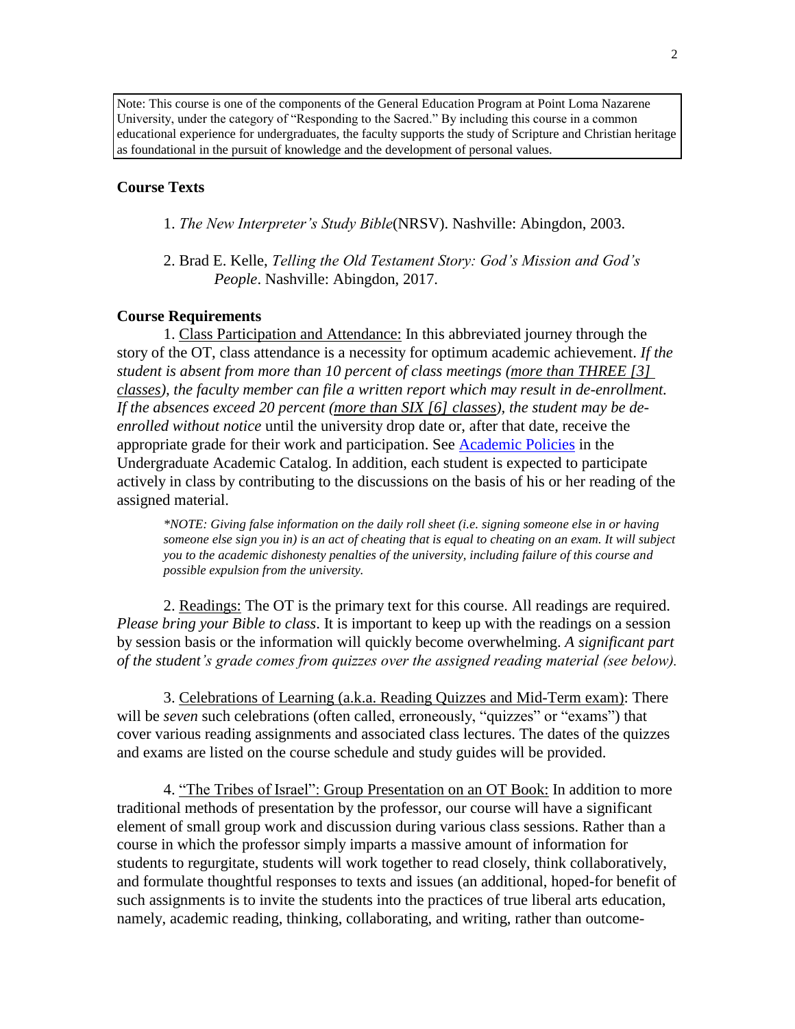Note: This course is one of the components of the General Education Program at Point Loma Nazarene University, under the category of "Responding to the Sacred." By including this course in a common educational experience for undergraduates, the faculty supports the study of Scripture and Christian heritage as foundational in the pursuit of knowledge and the development of personal values.

## Course Texts

1. *The New Interpreter's Study Bible*(NRSV). Nashville: Abingdon, 2003.

2. Brad E. Kelle, *Telling the Old Testament Story: God's Mission and God's People*. Nashville: Abingdon, 2017.

## Course Requirements

1. Class Participation and Attendance: In this abbreviated journey through the story of the OT, class attendance is a necessity for optimum academic achievement. *If the student is absent from more than 10 percent of class meetings (more than THREE [3] classes), the faculty member can file a written report which may result in de-enrollment. If the absences exceed 20 percent (more than SIX [6] classes), the student may be de-enrolled without notice* until the university drop date or, after that date, receive the appropriate grade for their work and participation. See [Academic Policies]() in the Undergraduate Academic Catalog. In addition, each student is expected to participate actively in class by contributing to the discussions on the basis of his or her reading of the assigned material.

> *\*NOTE: Giving false information on the daily roll sheet (i.e. signing someone else in or having someone else sign you in) is an act of cheating that is equal to cheating on an exam. It will subject you to the academic dishonesty penalties of the university, including failure of this course and possible expulsion from the university.*

2. Readings: The OT is the primary text for this course. All readings are required. *Please bring your Bible to class*. It is important to keep up with the readings on a session by session basis or the information will quickly become overwhelming. *A significant part of the student's grade comes from quizzes over the assigned reading material (see below).*

3. Celebrations of Learning (a.k.a. Reading Quizzes and Mid-Term exam): There will be *seven* such celebrations (often called, erroneously, "quizzes" or "exams") that cover various reading assignments and associated class lectures. The dates of the quizzes and exams are listed on the course schedule and study guides will be provided.

4. "The Tribes of Israel": Group Presentation on an OT Book: In addition to more traditional methods of presentation by the professor, our course will have a significant element of small group work and discussion during various class sessions. Rather than a course in which the professor simply imparts a massive amount of information for students to regurgitate, students will work together to read closely, think collaboratively, and formulate thoughtful responses to texts and issues (an additional, hoped-for benefit of such assignments is to invite the students into the practices of true liberal arts education, namely, academic reading, thinking, collaborating, and writing, rather than outcome-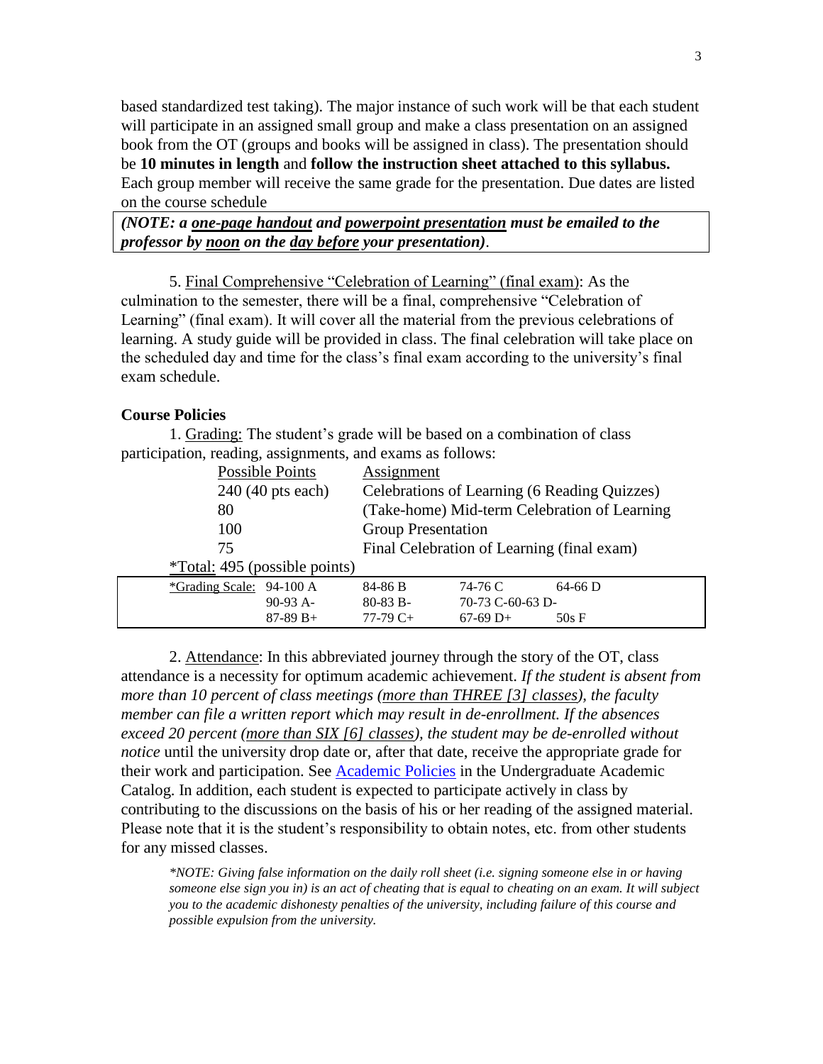based standardized test taking). The major instance of such work will be that each student will participate in an assigned small group and make a class presentation on an assigned book from the OT (groups and books will be assigned in class). The presentation should be **10 minutes in length** and **follow the instruction sheet attached to this syllabus.** Each group member will receive the same grade for the presentation. Due dates are listed on the course schedule

***(NOTE: a one-page handout and powerpoint presentation must be emailed to the professor by noon on the day before your presentation)***.

5. Final Comprehensive "Celebration of Learning" (final exam): As the culmination to the semester, there will be a final, comprehensive "Celebration of Learning" (final exam). It will cover all the material from the previous celebrations of learning. A study guide will be provided in class. The final celebration will take place on the scheduled day and time for the class's final exam according to the university's final exam schedule.

**Course Policies**

1. Grading: The student's grade will be based on a combination of class participation, reading, assignments, and exams as follows:

| Possible Points | Assignment |
|---|---|
| 240 (40 pts each) | Celebrations of Learning (6 Reading Quizzes) |
| 80 | (Take-home) Mid-term Celebration of Learning |
| 100 | Group Presentation |
| 75 | Final Celebration of Learning (final exam) |
| *Total: 495 (possible points) | |

| | | | | |
|---|---|---|---|---|
| *Grading Scale: | 94-100 A | 84-86 B | 74-76 C | 64-66 D |
| | 90-93 A- | 80-83 B- | 70-73 C- | 60-63 D- |
| | 87-89 B+ | 77-79 C+ | 67-69 D+ | 50s F |

2. Attendance: In this abbreviated journey through the story of the OT, class attendance is a necessity for optimum academic achievement. *If the student is absent from more than 10 percent of class meetings (more than THREE [3] classes), the faculty member can file a written report which may result in de-enrollment. If the absences exceed 20 percent (more than SIX [6] classes), the student may be de-enrolled without notice* until the university drop date or, after that date, receive the appropriate grade for their work and participation. See Academic Policies in the Undergraduate Academic Catalog. In addition, each student is expected to participate actively in class by contributing to the discussions on the basis of his or her reading of the assigned material. Please note that it is the student's responsibility to obtain notes, etc. from other students for any missed classes.

> **NOTE:* *Giving false information on the daily roll sheet (i.e. signing someone else in or having someone else sign you in) is an act of cheating that is equal to cheating on an exam. It will subject you to the academic dishonesty penalties of the university, including failure of this course and possible expulsion from the university.*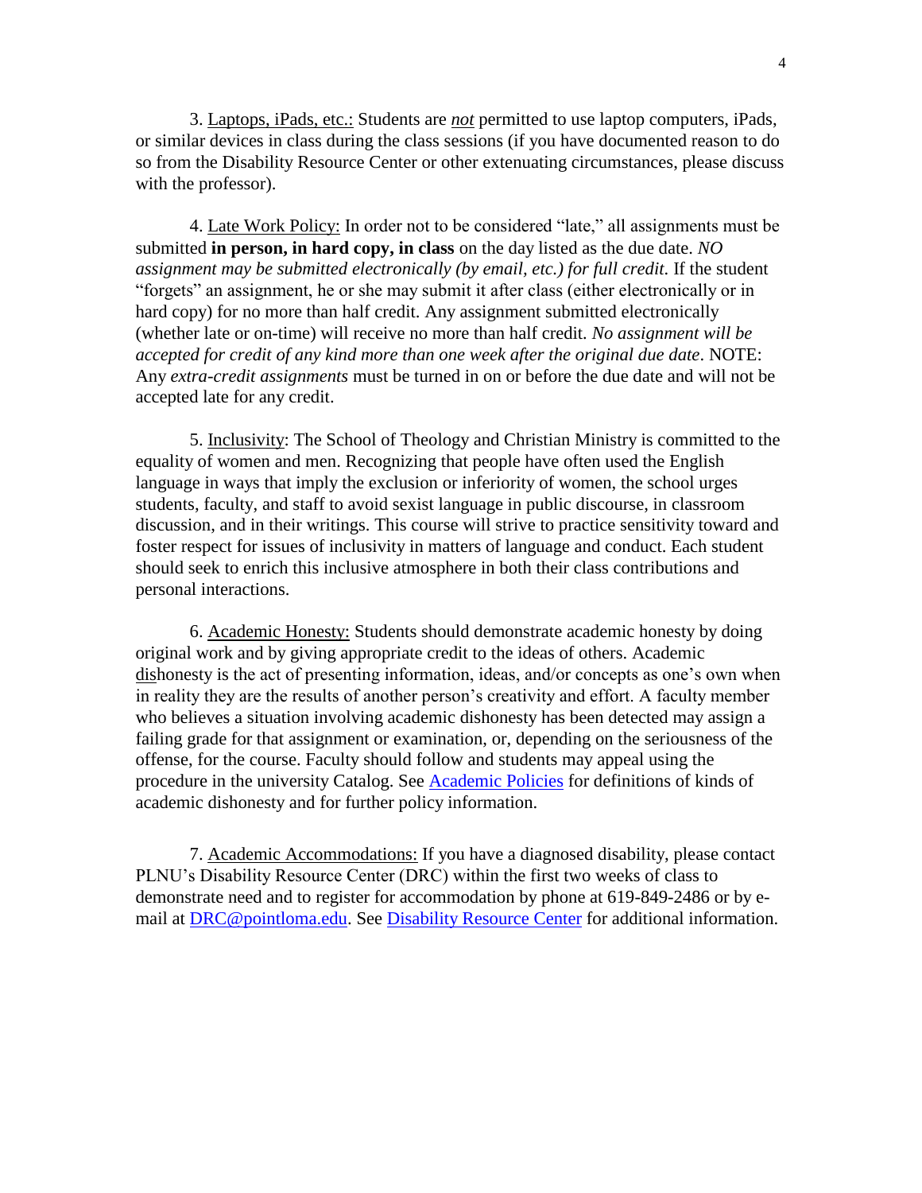3. Laptops, iPads, etc.: Students are ***not*** permitted to use laptop computers, iPads, or similar devices in class during the class sessions (if you have documented reason to do so from the Disability Resource Center or other extenuating circumstances, please discuss with the professor).

4. Late Work Policy: In order not to be considered "late," all assignments must be submitted **in person, in hard copy, in class** on the day listed as the due date. *NO assignment may be submitted electronically (by email, etc.) for full credit.* If the student "forgets" an assignment, he or she may submit it after class (either electronically or in hard copy) for no more than half credit. Any assignment submitted electronically (whether late or on-time) will receive no more than half credit. *No assignment will be accepted for credit of any kind more than one week after the original due date*. NOTE: Any *extra-credit assignments* must be turned in on or before the due date and will not be accepted late for any credit.

5. Inclusivity: The School of Theology and Christian Ministry is committed to the equality of women and men. Recognizing that people have often used the English language in ways that imply the exclusion or inferiority of women, the school urges students, faculty, and staff to avoid sexist language in public discourse, in classroom discussion, and in their writings. This course will strive to practice sensitivity toward and foster respect for issues of inclusivity in matters of language and conduct. Each student should seek to enrich this inclusive atmosphere in both their class contributions and personal interactions.

6. Academic Honesty: Students should demonstrate academic honesty by doing original work and by giving appropriate credit to the ideas of others. Academic dishonesty is the act of presenting information, ideas, and/or concepts as one's own when in reality they are the results of another person's creativity and effort. A faculty member who believes a situation involving academic dishonesty has been detected may assign a failing grade for that assignment or examination, or, depending on the seriousness of the offense, for the course. Faculty should follow and students may appeal using the procedure in the university Catalog. See Academic Policies for definitions of kinds of academic dishonesty and for further policy information.

7. Academic Accommodations: If you have a diagnosed disability, please contact PLNU's Disability Resource Center (DRC) within the first two weeks of class to demonstrate need and to register for accommodation by phone at 619-849-2486 or by e-mail at DRC@pointloma.edu. See Disability Resource Center for additional information.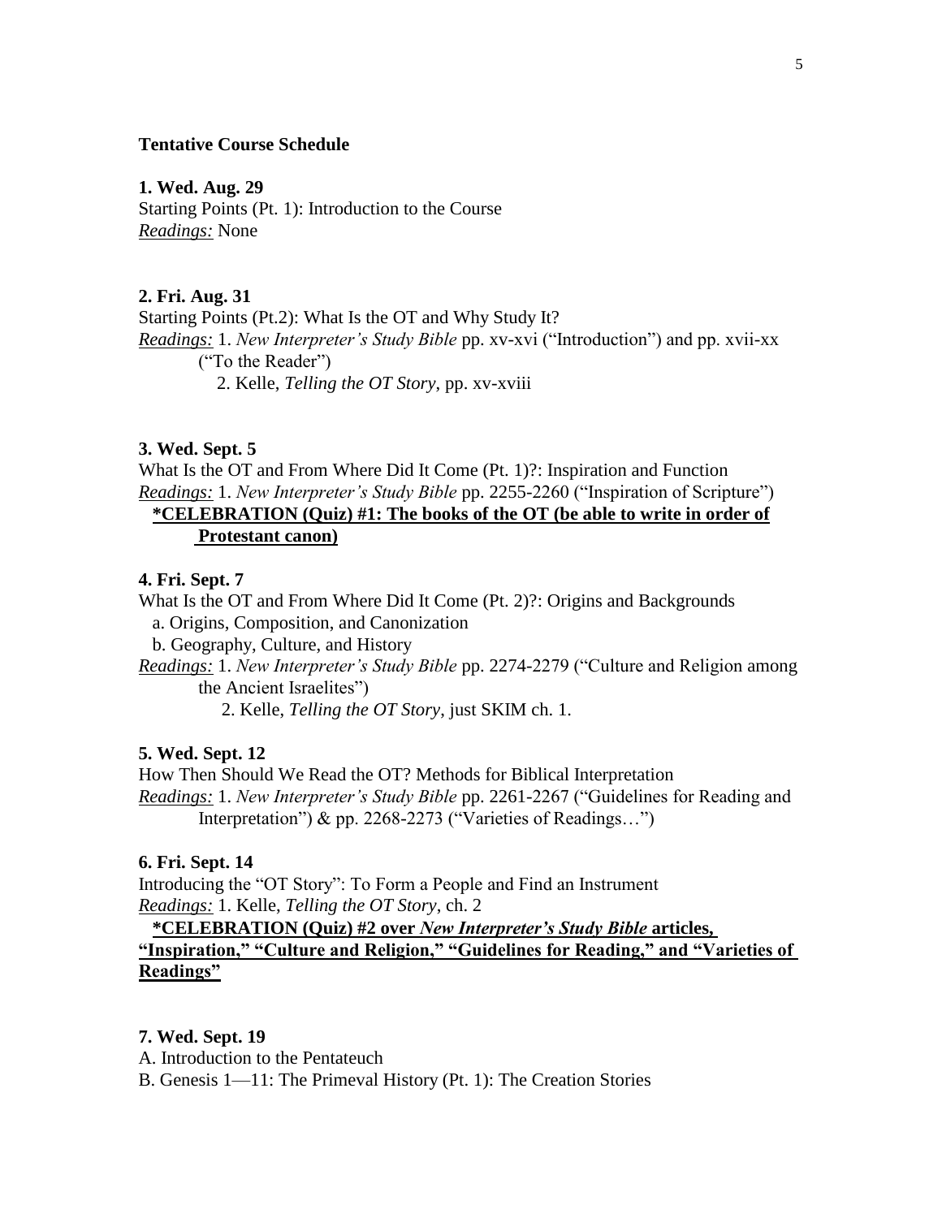**Tentative Course Schedule**

**1. Wed. Aug. 29**
Starting Points (Pt. 1): Introduction to the Course
<u>*Readings:*</u> None

**2. Fri. Aug. 31**
Starting Points (Pt.2): What Is the OT and Why Study It?
<u>*Readings:*</u> 1. *New Interpreter's Study Bible* pp. xv-xvi ("Introduction") and pp. xvii-xx ("To the Reader")
2. Kelle, *Telling the OT Story*, pp. xv-xviii

**3. Wed. Sept. 5**
What Is the OT and From Where Did It Come (Pt. 1)?: Inspiration and Function
<u>*Readings:*</u> 1. *New Interpreter's Study Bible* pp. 2255-2260 ("Inspiration of Scripture")
<u>**\*CELEBRATION (Quiz) #1: The books of the OT (be able to write in order of Protestant canon)**</u>

**4. Fri. Sept. 7**
What Is the OT and From Where Did It Come (Pt. 2)?: Origins and Backgrounds
a. Origins, Composition, and Canonization
b. Geography, Culture, and History
<u>*Readings:*</u> 1. *New Interpreter's Study Bible* pp. 2274-2279 ("Culture and Religion among the Ancient Israelites")
2. Kelle, *Telling the OT Story*, just SKIM ch. 1.

**5. Wed. Sept. 12**
How Then Should We Read the OT? Methods for Biblical Interpretation
<u>*Readings:*</u> 1. *New Interpreter's Study Bible* pp. 2261-2267 ("Guidelines for Reading and Interpretation") & pp. 2268-2273 ("Varieties of Readings…")

**6. Fri. Sept. 14**
Introducing the "OT Story": To Form a People and Find an Instrument
<u>*Readings:*</u> 1. Kelle, *Telling the OT Story*, ch. 2
<u>**\*CELEBRATION (Quiz) #2 over *New Interpreter's Study Bible* articles, "Inspiration," "Culture and Religion," "Guidelines for Reading," and "Varieties of Readings"**</u>

**7. Wed. Sept. 19**
A. Introduction to the Pentateuch
B. Genesis 1—11: The Primeval History (Pt. 1): The Creation Stories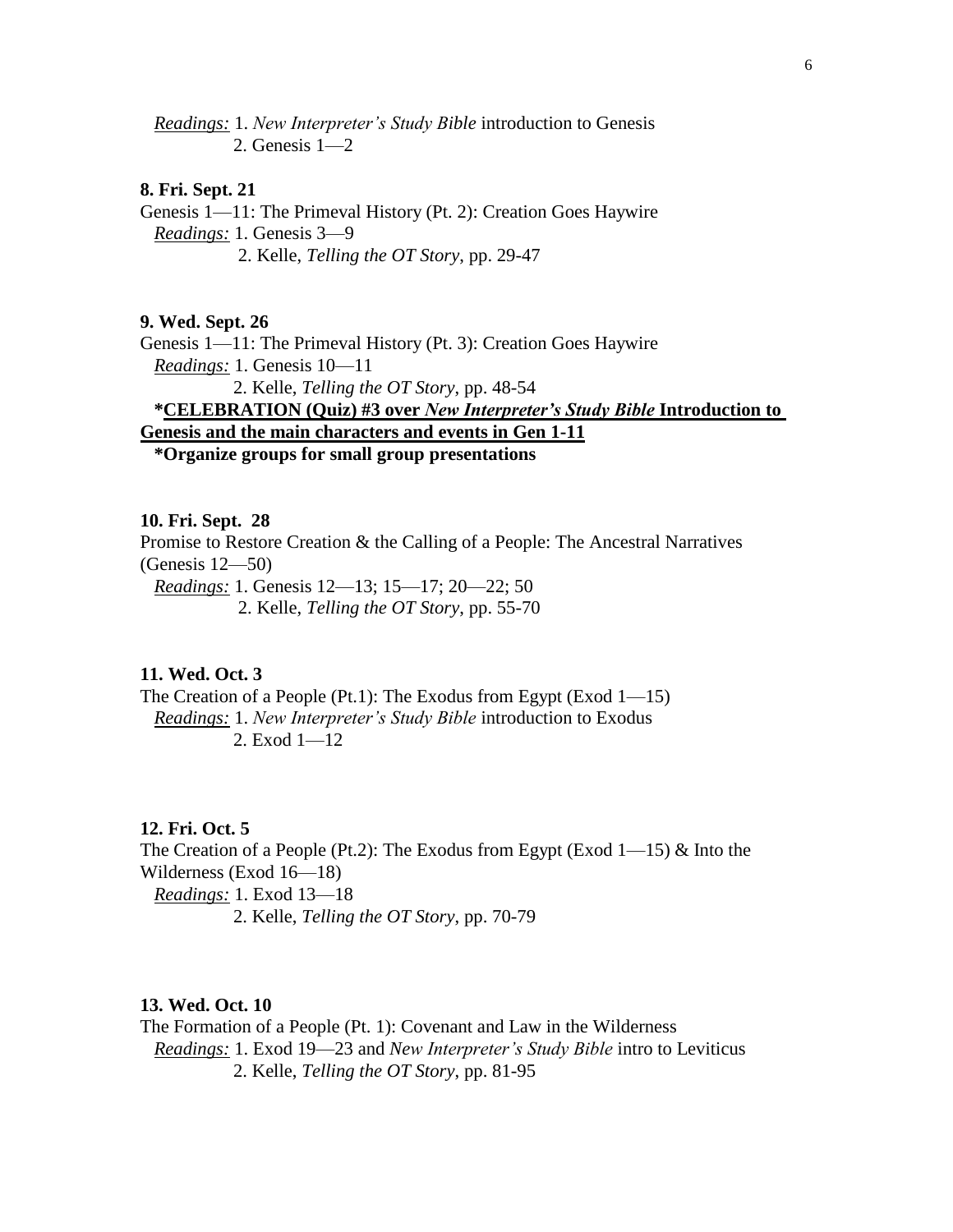*Readings:* 1. *New Interpreter's Study Bible* introduction to Genesis
2. Genesis 1—2

**8. Fri. Sept. 21**

Genesis 1—11: The Primeval History (Pt. 2): Creation Goes Haywire
*Readings:* 1. Genesis 3—9
2. Kelle, *Telling the OT Story*, pp. 29-47

**9. Wed. Sept. 26**

Genesis 1—11: The Primeval History (Pt. 3): Creation Goes Haywire
*Readings:* 1. Genesis 10—11
2. Kelle, *Telling the OT Story*, pp. 48-54

**\*CELEBRATION (Quiz) #3 over *New Interpreter's Study Bible* Introduction to Genesis and the main characters and events in Gen 1-11**

**\*Organize groups for small group presentations**

**10. Fri. Sept. 28**

Promise to Restore Creation & the Calling of a People: The Ancestral Narratives (Genesis 12—50)
*Readings:* 1. Genesis 12—13; 15—17; 20—22; 50
2. Kelle, *Telling the OT Story*, pp. 55-70

**11. Wed. Oct. 3**

The Creation of a People (Pt.1): The Exodus from Egypt (Exod 1—15)
*Readings:* 1. *New Interpreter's Study Bible* introduction to Exodus
2. Exod 1—12

**12. Fri. Oct. 5**

The Creation of a People (Pt.2): The Exodus from Egypt (Exod 1—15) & Into the Wilderness (Exod 16—18)
*Readings:* 1. Exod 13—18
2. Kelle, *Telling the OT Story*, pp. 70-79

**13. Wed. Oct. 10**

The Formation of a People (Pt. 1): Covenant and Law in the Wilderness
*Readings:* 1. Exod 19—23 and *New Interpreter's Study Bible* intro to Leviticus
2. Kelle, *Telling the OT Story*, pp. 81-95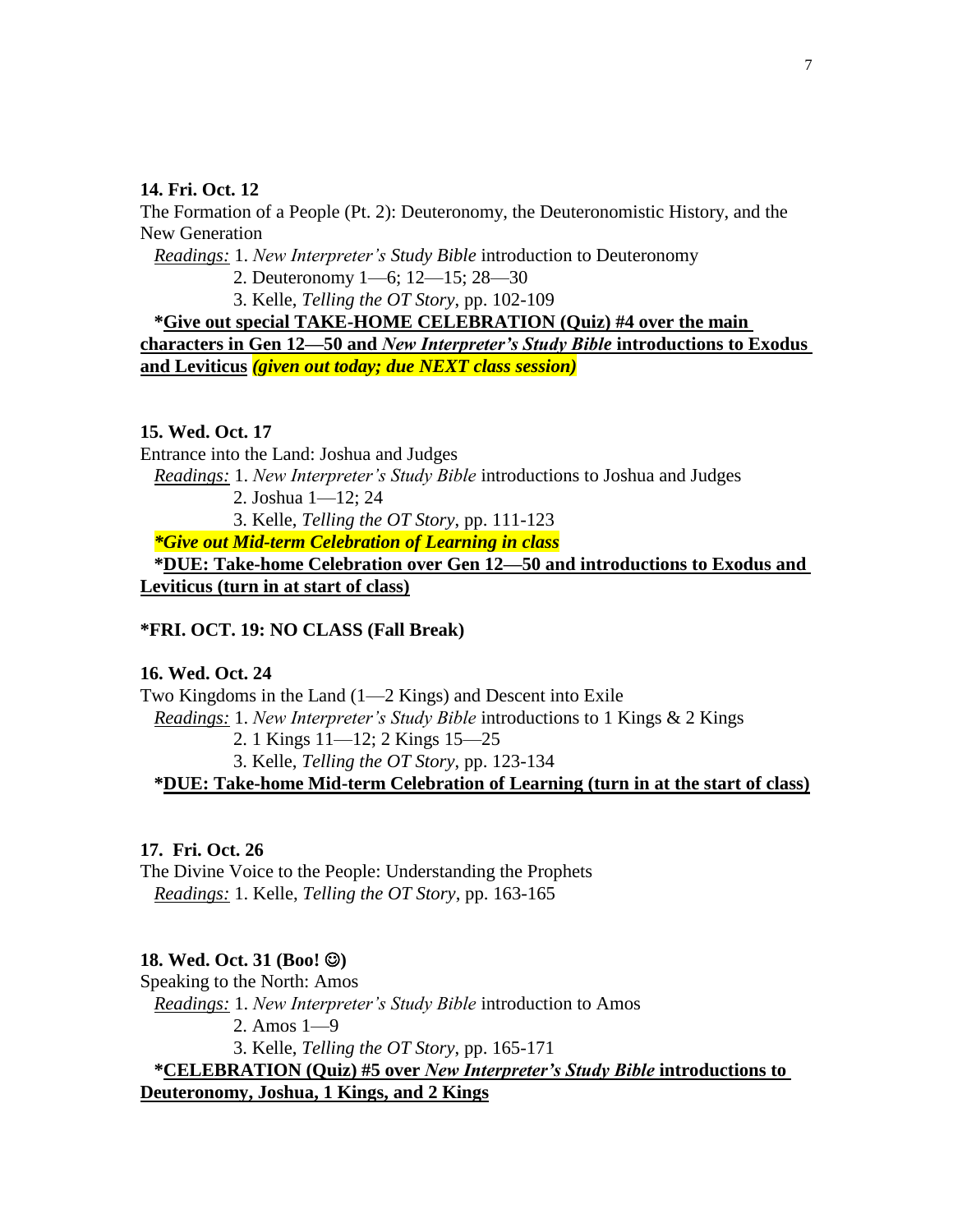**14. Fri. Oct. 12**

The Formation of a People (Pt. 2): Deuteronomy, the Deuteronomistic History, and the New Generation

*Readings:* 1. *New Interpreter's Study Bible* introduction to Deuteronomy

2. Deuteronomy 1—6; 12—15; 28—30

3. Kelle, *Telling the OT Story*, pp. 102-109

**\*Give out special TAKE-HOME CELEBRATION (Quiz) #4 over the main characters in Gen 12—50 and *New Interpreter's Study Bible* introductions to Exodus and Leviticus** ***(given out today; due NEXT class session)***

**15. Wed. Oct. 17**

Entrance into the Land: Joshua and Judges

*Readings:* 1. *New Interpreter's Study Bible* introductions to Joshua and Judges

2. Joshua 1—12; 24

3. Kelle, *Telling the OT Story*, pp. 111-123

***\*Give out Mid-term Celebration of Learning in class***

**\*DUE: Take-home Celebration over Gen 12—50 and introductions to Exodus and Leviticus (turn in at start of class)**

**\*FRI. OCT. 19: NO CLASS (Fall Break)**

**16. Wed. Oct. 24**

Two Kingdoms in the Land (1—2 Kings) and Descent into Exile

*Readings:* 1. *New Interpreter's Study Bible* introductions to 1 Kings & 2 Kings

2. 1 Kings 11—12; 2 Kings 15—25

3. Kelle, *Telling the OT Story*, pp. 123-134

**\*DUE: Take-home Mid-term Celebration of Learning (turn in at the start of class)**

**17. Fri. Oct. 26**

The Divine Voice to the People: Understanding the Prophets

*Readings:* 1. Kelle, *Telling the OT Story*, pp. 163-165

**18. Wed. Oct. 31 (Boo! ☺)**

Speaking to the North: Amos

*Readings:* 1. *New Interpreter's Study Bible* introduction to Amos

2. Amos 1—9

3. Kelle, *Telling the OT Story*, pp. 165-171

**\*CELEBRATION (Quiz) #5 over *New Interpreter's Study Bible* introductions to Deuteronomy, Joshua, 1 Kings, and 2 Kings**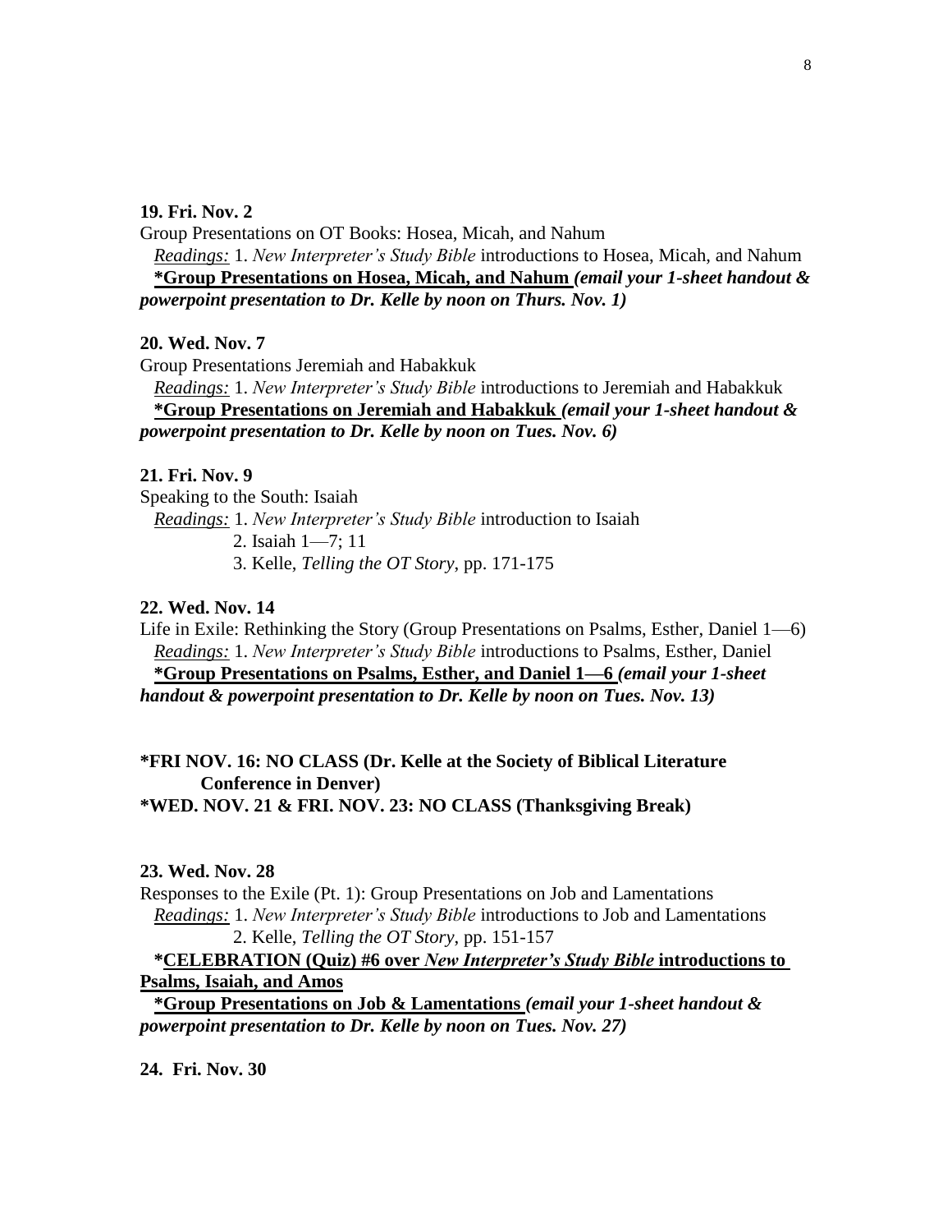**19. Fri. Nov. 2**

Group Presentations on OT Books: Hosea, Micah, and Nahum

*Readings:* 1. *New Interpreter's Study Bible* introductions to Hosea, Micah, and Nahum

**\*Group Presentations on Hosea, Micah, and Nahum** ***(email your 1-sheet handout & powerpoint presentation to Dr. Kelle by noon on Thurs. Nov. 1)***

**20. Wed. Nov. 7**

Group Presentations Jeremiah and Habakkuk

*Readings:* 1. *New Interpreter's Study Bible* introductions to Jeremiah and Habakkuk

**\*Group Presentations on Jeremiah and Habakkuk** ***(email your 1-sheet handout & powerpoint presentation to Dr. Kelle by noon on Tues. Nov. 6)***

**21. Fri. Nov. 9**

Speaking to the South: Isaiah

*Readings:* 1. *New Interpreter's Study Bible* introduction to Isaiah

2. Isaiah 1—7; 11

3. Kelle, *Telling the OT Story*, pp. 171-175

**22. Wed. Nov. 14**

Life in Exile: Rethinking the Story (Group Presentations on Psalms, Esther, Daniel 1—6)

*Readings:* 1. *New Interpreter's Study Bible* introductions to Psalms, Esther, Daniel

**\*Group Presentations on Psalms, Esther, and Daniel 1—6** ***(email your 1-sheet handout & powerpoint presentation to Dr. Kelle by noon on Tues. Nov. 13)***

**\*FRI NOV. 16: NO CLASS (Dr. Kelle at the Society of Biblical Literature Conference in Denver)**

**\*WED. NOV. 21 & FRI. NOV. 23: NO CLASS (Thanksgiving Break)**

**23. Wed. Nov. 28**

Responses to the Exile (Pt. 1): Group Presentations on Job and Lamentations

*Readings:* 1. *New Interpreter's Study Bible* introductions to Job and Lamentations

2. Kelle, *Telling the OT Story*, pp. 151-157

**\*CELEBRATION (Quiz) #6 over *New Interpreter's Study Bible* introductions to Psalms, Isaiah, and Amos**

**\*Group Presentations on Job & Lamentations** ***(email your 1-sheet handout & powerpoint presentation to Dr. Kelle by noon on Tues. Nov. 27)***

**24. Fri. Nov. 30**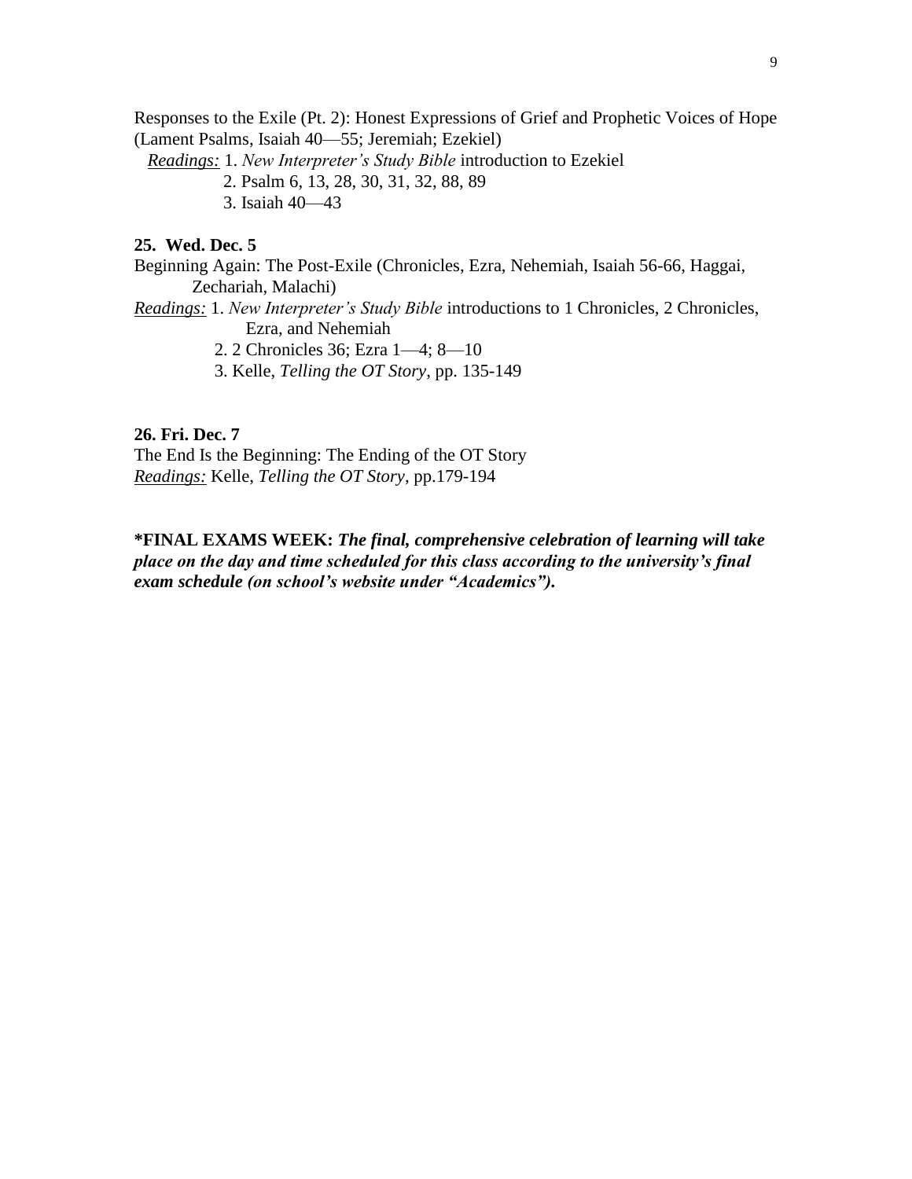Responses to the Exile (Pt. 2): Honest Expressions of Grief and Prophetic Voices of Hope (Lament Psalms, Isaiah 40—55; Jeremiah; Ezekiel)

*Readings:* 1. *New Interpreter's Study Bible* introduction to Ezekiel
2. Psalm 6, 13, 28, 30, 31, 32, 88, 89
3. Isaiah 40—43

**25. Wed. Dec. 5**

Beginning Again: The Post-Exile (Chronicles, Ezra, Nehemiah, Isaiah 56-66, Haggai, Zechariah, Malachi)

*Readings:* 1. *New Interpreter's Study Bible* introductions to 1 Chronicles, 2 Chronicles, Ezra, and Nehemiah
2. 2 Chronicles 36; Ezra 1—4; 8—10
3. Kelle, *Telling the OT Story*, pp. 135-149

**26. Fri. Dec. 7**

The End Is the Beginning: The Ending of the OT Story

*Readings:* Kelle, *Telling the OT Story*, pp.179-194

**\*FINAL EXAMS WEEK:** ***The final, comprehensive celebration of learning will take place on the day and time scheduled for this class according to the university's final exam schedule (on school's website under "Academics").***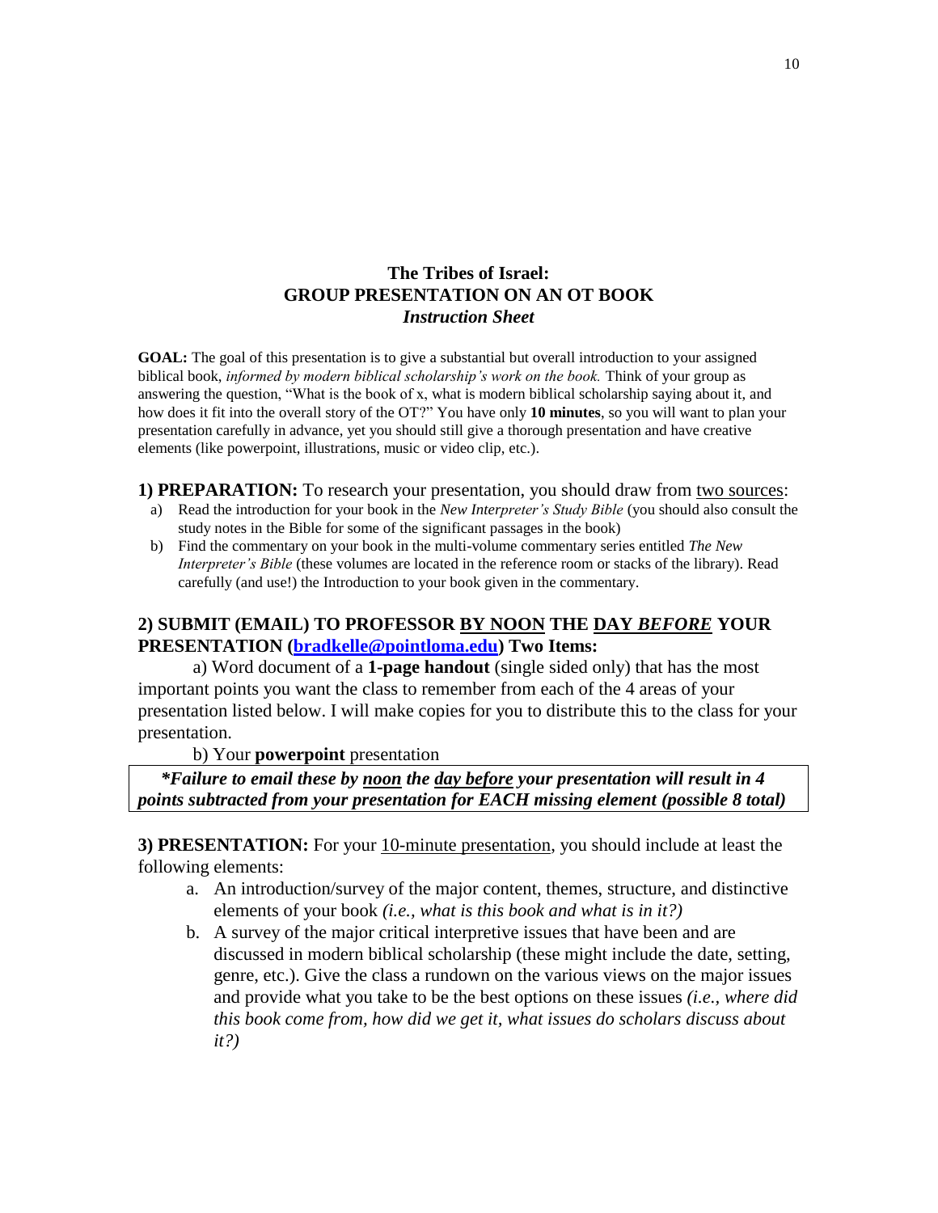# The Tribes of Israel: GROUP PRESENTATION ON AN OT BOOK

***Instruction Sheet***

**GOAL:** The goal of this presentation is to give a substantial but overall introduction to your assigned biblical book, *informed by modern biblical scholarship's work on the book.* Think of your group as answering the question, "What is the book of x, what is modern biblical scholarship saying about it, and how does it fit into the overall story of the OT?" You have only **10 minutes**, so you will want to plan your presentation carefully in advance, yet you should still give a thorough presentation and have creative elements (like powerpoint, illustrations, music or video clip, etc.).

**1) PREPARATION:** To research your presentation, you should draw from <u>two sources</u>:

a) Read the introduction for your book in the *New Interpreter's Study Bible* (you should also consult the study notes in the Bible for some of the significant passages in the book)

b) Find the commentary on your book in the multi-volume commentary series entitled *The New Interpreter's Bible* (these volumes are located in the reference room or stacks of the library). Read carefully (and use!) the Introduction to your book given in the commentary.

## 2) SUBMIT (EMAIL) TO PROFESSOR <u>BY NOON</u> THE <u>DAY *BEFORE*</u> YOUR PRESENTATION (bradkelle@pointloma.edu) Two Items:

a) Word document of a **1-page handout** (single sided only) that has the most important points you want the class to remember from each of the 4 areas of your presentation listed below. I will make copies for you to distribute this to the class for your presentation.

b) Your **powerpoint** presentation

***\*Failure to email these by <u>noon</u> the <u>day before</u> your presentation will result in 4 points subtracted from your presentation for EACH missing element (possible 8 total)***

**3) PRESENTATION:** For your <u>10-minute presentation</u>, you should include at least the following elements:

a. An introduction/survey of the major content, themes, structure, and distinctive elements of your book *(i.e., what is this book and what is in it?)*

b. A survey of the major critical interpretive issues that have been and are discussed in modern biblical scholarship (these might include the date, setting, genre, etc.). Give the class a rundown on the various views on the major issues and provide what you take to be the best options on these issues *(i.e., where did this book come from, how did we get it, what issues do scholars discuss about it?)*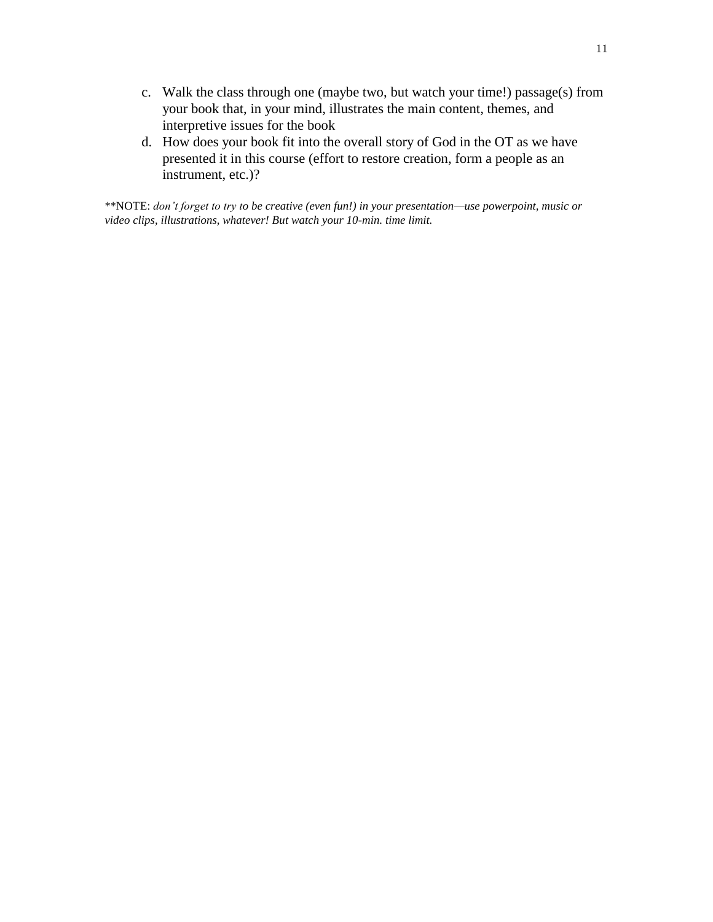c. Walk the class through one (maybe two, but watch your time!) passage(s) from your book that, in your mind, illustrates the main content, themes, and interpretive issues for the book
d. How does your book fit into the overall story of God in the OT as we have presented it in this course (effort to restore creation, form a people as an instrument, etc.)?

**NOTE: *don't forget to try to be creative (even fun!) in your presentation—use powerpoint, music or video clips, illustrations, whatever! But watch your 10-min. time limit.*